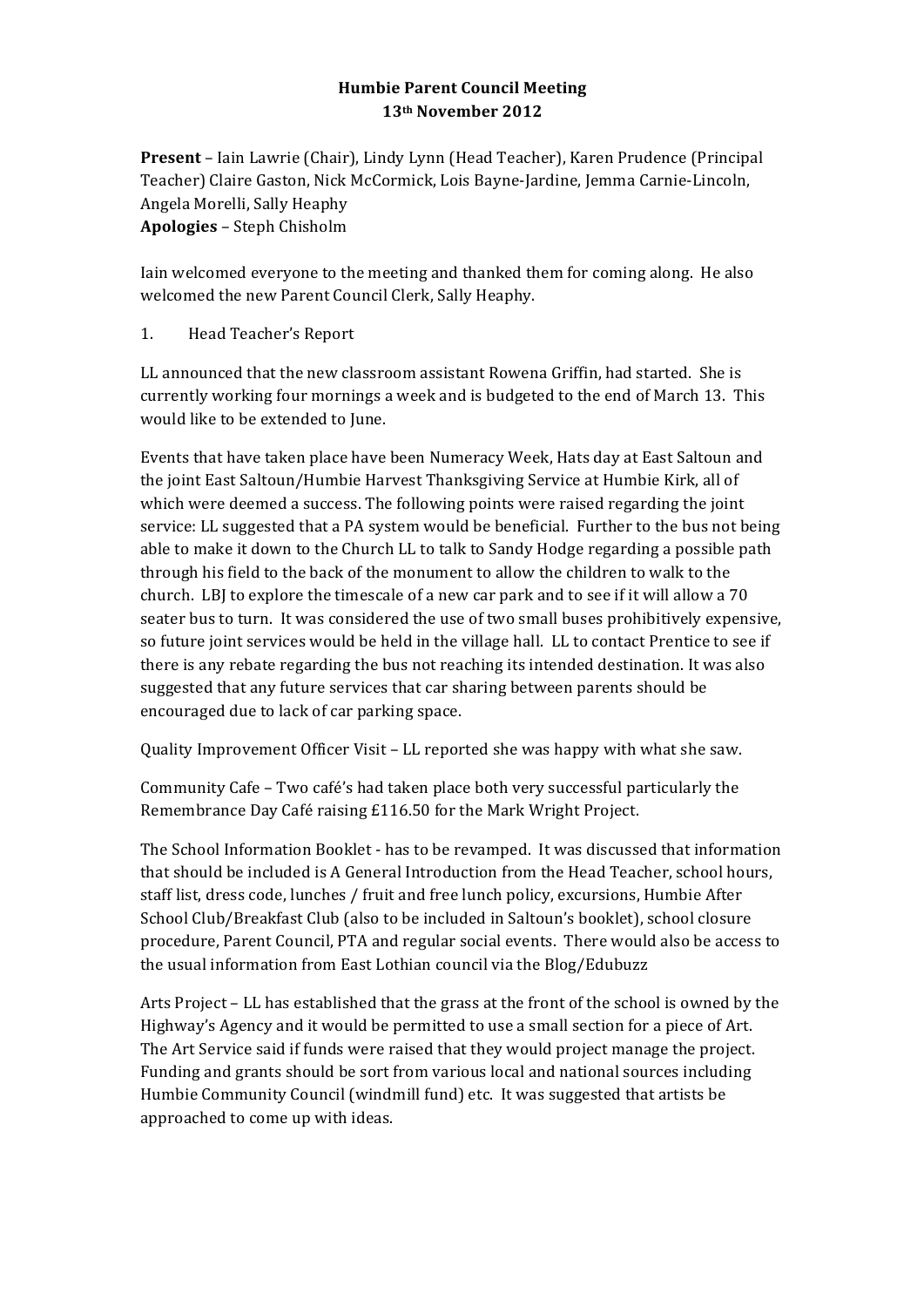# Humbie Parent Council Meeting
## 13th November 2012

**Present** – Iain Lawrie (Chair), Lindy Lynn (Head Teacher), Karen Prudence (Principal Teacher) Claire Gaston, Nick McCormick, Lois Bayne-Jardine, Jemma Carnie-Lincoln, Angela Morelli, Sally Heaphy
**Apologies** – Steph Chisholm

Iain welcomed everyone to the meeting and thanked them for coming along. He also welcomed the new Parent Council Clerk, Sally Heaphy.

1. Head Teacher's Report

LL announced that the new classroom assistant Rowena Griffin, had started. She is currently working four mornings a week and is budgeted to the end of March 13. This would like to be extended to June.

Events that have taken place have been Numeracy Week, Hats day at East Saltoun and the joint East Saltoun/Humbie Harvest Thanksgiving Service at Humbie Kirk, all of which were deemed a success. The following points were raised regarding the joint service: LL suggested that a PA system would be beneficial. Further to the bus not being able to make it down to the Church LL to talk to Sandy Hodge regarding a possible path through his field to the back of the monument to allow the children to walk to the church. LBJ to explore the timescale of a new car park and to see if it will allow a 70 seater bus to turn. It was considered the use of two small buses prohibitively expensive, so future joint services would be held in the village hall. LL to contact Prentice to see if there is any rebate regarding the bus not reaching its intended destination. It was also suggested that any future services that car sharing between parents should be encouraged due to lack of car parking space.

Quality Improvement Officer Visit – LL reported she was happy with what she saw.

Community Cafe – Two café's had taken place both very successful particularly the Remembrance Day Café raising £116.50 for the Mark Wright Project.

The School Information Booklet - has to be revamped. It was discussed that information that should be included is A General Introduction from the Head Teacher, school hours, staff list, dress code, lunches / fruit and free lunch policy, excursions, Humbie After School Club/Breakfast Club (also to be included in Saltoun's booklet), school closure procedure, Parent Council, PTA and regular social events. There would also be access to the usual information from East Lothian council via the Blog/Edubuzz

Arts Project – LL has established that the grass at the front of the school is owned by the Highway's Agency and it would be permitted to use a small section for a piece of Art. The Art Service said if funds were raised that they would project manage the project. Funding and grants should be sort from various local and national sources including Humbie Community Council (windmill fund) etc. It was suggested that artists be approached to come up with ideas.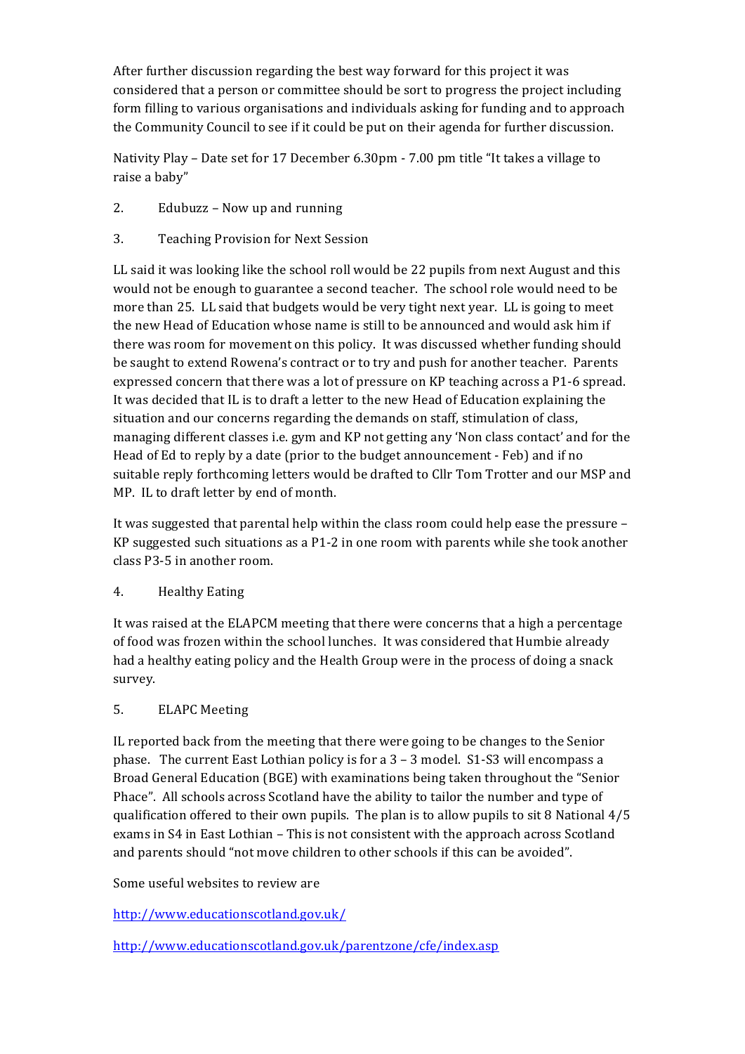After further discussion regarding the best way forward for this project it was considered that a person or committee should be sort to progress the project including form filling to various organisations and individuals asking for funding and to approach the Community Council to see if it could be put on their agenda for further discussion.

Nativity Play – Date set for 17 December 6.30pm - 7.00 pm title "It takes a village to raise a baby"

2. Edubuzz – Now up and running

3. Teaching Provision for Next Session

LL said it was looking like the school roll would be 22 pupils from next August and this would not be enough to guarantee a second teacher. The school role would need to be more than 25. LL said that budgets would be very tight next year. LL is going to meet the new Head of Education whose name is still to be announced and would ask him if there was room for movement on this policy. It was discussed whether funding should be saught to extend Rowena's contract or to try and push for another teacher. Parents expressed concern that there was a lot of pressure on KP teaching across a P1-6 spread. It was decided that IL is to draft a letter to the new Head of Education explaining the situation and our concerns regarding the demands on staff, stimulation of class, managing different classes i.e. gym and KP not getting any 'Non class contact' and for the Head of Ed to reply by a date (prior to the budget announcement - Feb) and if no suitable reply forthcoming letters would be drafted to Cllr Tom Trotter and our MSP and MP. IL to draft letter by end of month.

It was suggested that parental help within the class room could help ease the pressure – KP suggested such situations as a P1-2 in one room with parents while she took another class P3-5 in another room.

4. Healthy Eating

It was raised at the ELAPCM meeting that there were concerns that a high a percentage of food was frozen within the school lunches. It was considered that Humbie already had a healthy eating policy and the Health Group were in the process of doing a snack survey.

5. ELAPC Meeting

IL reported back from the meeting that there were going to be changes to the Senior phase. The current East Lothian policy is for a 3 – 3 model. S1-S3 will encompass a Broad General Education (BGE) with examinations being taken throughout the "Senior Phace". All schools across Scotland have the ability to tailor the number and type of qualification offered to their own pupils. The plan is to allow pupils to sit 8 National 4/5 exams in S4 in East Lothian – This is not consistent with the approach across Scotland and parents should "not move children to other schools if this can be avoided".

Some useful websites to review are

http://www.educationscotland.gov.uk/

http://www.educationscotland.gov.uk/parentzone/cfe/index.asp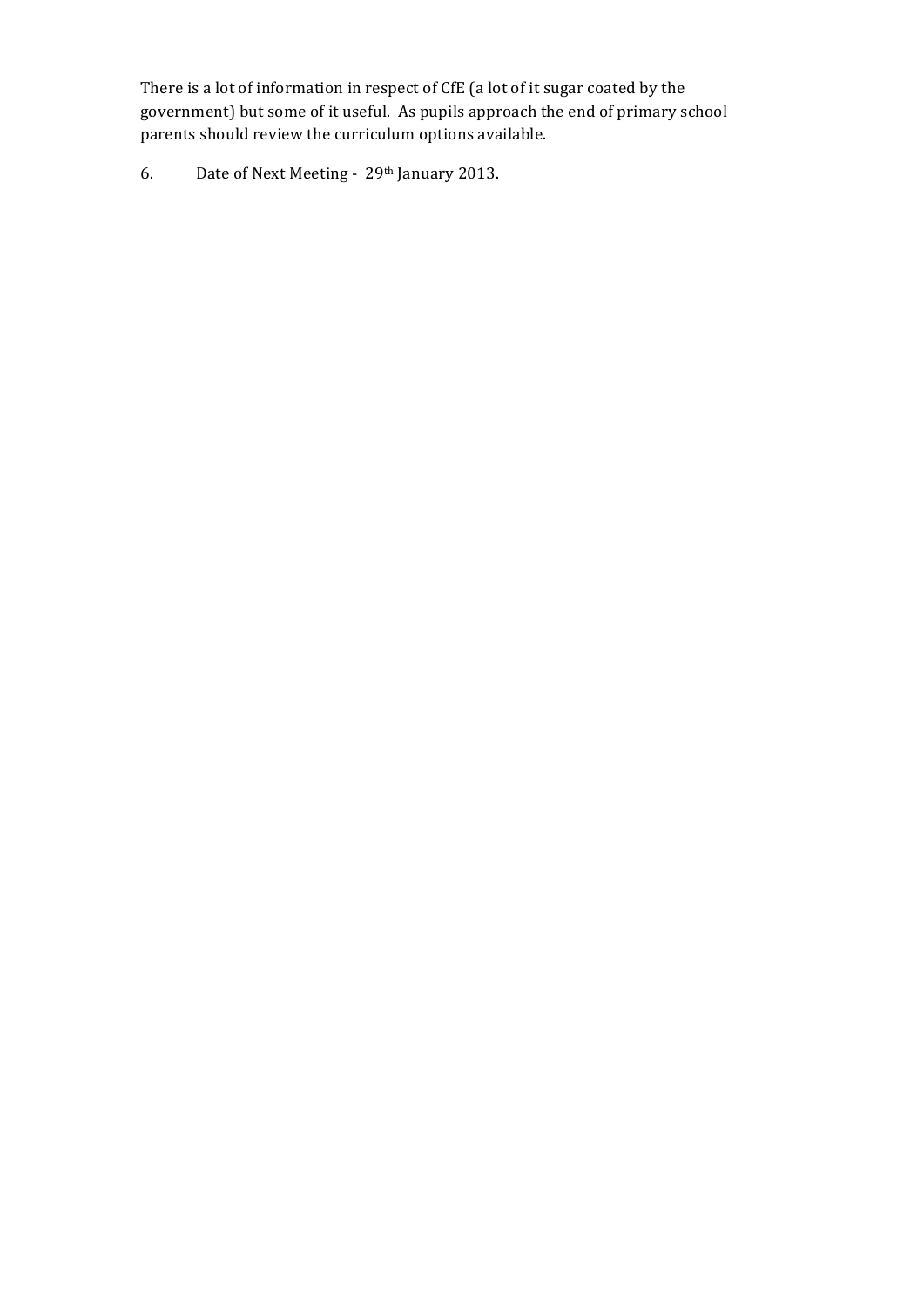There is a lot of information in respect of CfE (a lot of it sugar coated by the government) but some of it useful. As pupils approach the end of primary school parents should review the curriculum options available.

6. Date of Next Meeting - 29th January 2013.